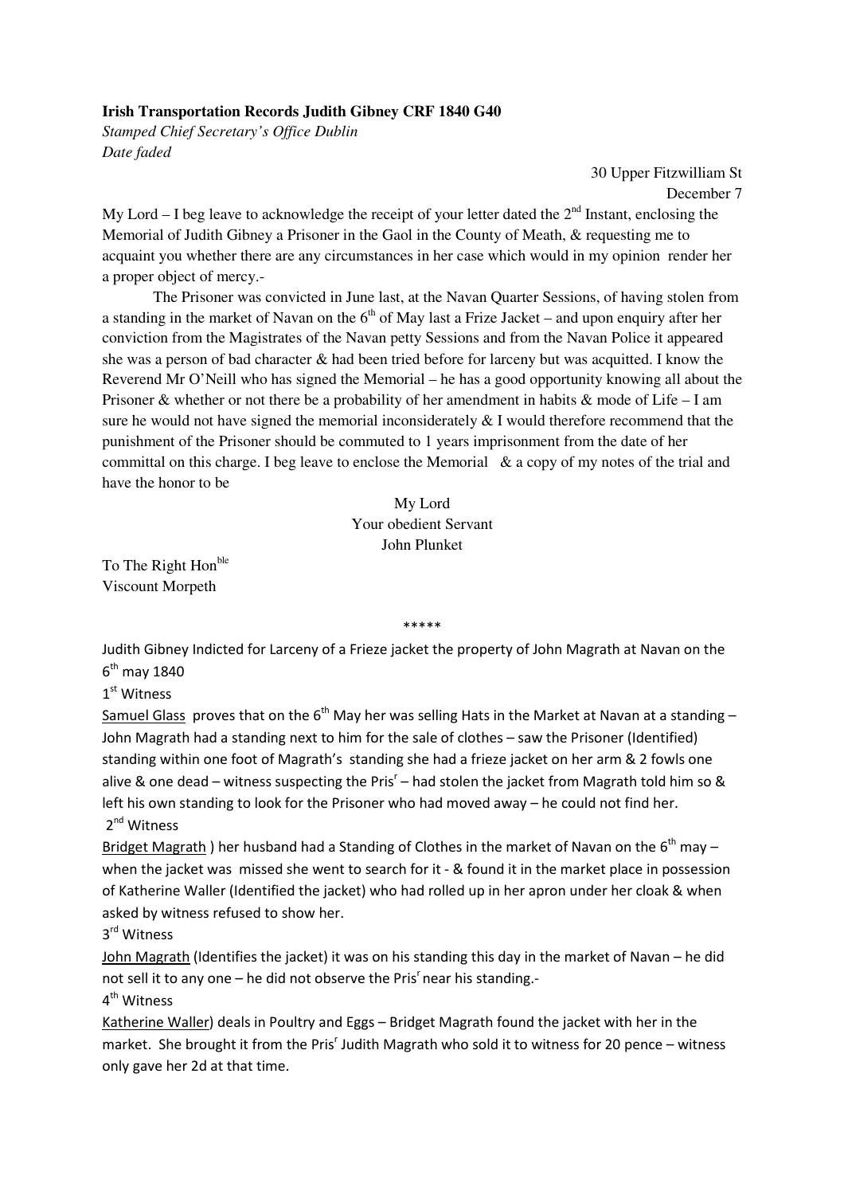**Irish Transportation Records Judith Gibney CRF 1840 G40**

*Stamped Chief Secretary's Office Dublin*

*Date faded*

30 Upper Fitzwilliam St

December 7

My Lord – I beg leave to acknowledge the receipt of your letter dated the 2nd Instant, enclosing the Memorial of Judith Gibney a Prisoner in the Gaol in the County of Meath, & requesting me to acquaint you whether there are any circumstances in her case which would in my opinion render her a proper object of mercy.-

The Prisoner was convicted in June last, at the Navan Quarter Sessions, of having stolen from a standing in the market of Navan on the 6th of May last a Frize Jacket – and upon enquiry after her conviction from the Magistrates of the Navan petty Sessions and from the Navan Police it appeared she was a person of bad character & had been tried before for larceny but was acquitted. I know the Reverend Mr O'Neill who has signed the Memorial – he has a good opportunity knowing all about the Prisoner & whether or not there be a probability of her amendment in habits & mode of Life – I am sure he would not have signed the memorial inconsiderately & I would therefore recommend that the punishment of the Prisoner should be commuted to 1 years imprisonment from the date of her committal on this charge. I beg leave to enclose the Memorial & a copy of my notes of the trial and have the honor to be

My Lord

Your obedient Servant

John Plunket

To The Right Honble

Viscount Morpeth

\*\*\*\*\*

Judith Gibney Indicted for Larceny of a Frieze jacket the property of John Magrath at Navan on the 6th may 1840

1st Witness

Samuel Glass proves that on the 6th May her was selling Hats in the Market at Navan at a standing – John Magrath had a standing next to him for the sale of clothes – saw the Prisoner (Identified) standing within one foot of Magrath's standing she had a frieze jacket on her arm & 2 fowls one alive & one dead – witness suspecting the Prisr – had stolen the jacket from Magrath told him so & left his own standing to look for the Prisoner who had moved away – he could not find her.

2nd Witness

Bridget Magrath ) her husband had a Standing of Clothes in the market of Navan on the 6th may – when the jacket was missed she went to search for it - & found it in the market place in possession of Katherine Waller (Identified the jacket) who had rolled up in her apron under her cloak & when asked by witness refused to show her.

3rd Witness

John Magrath (Identifies the jacket) it was on his standing this day in the market of Navan – he did not sell it to any one – he did not observe the Prisr near his standing.-

4th Witness

Katherine Waller) deals in Poultry and Eggs – Bridget Magrath found the jacket with her in the market. She brought it from the Prisr Judith Magrath who sold it to witness for 20 pence – witness only gave her 2d at that time.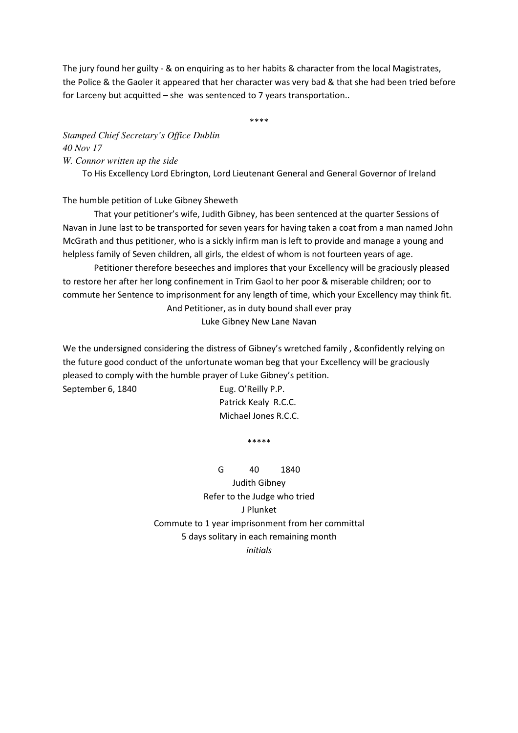The jury found her guilty - & on enquiring as to her habits & character from the local Magistrates, the Police & the Gaoler it appeared that her character was very bad & that she had been tried before for Larceny but acquitted – she was sentenced to 7 years transportation..

\*\*\*\*

*Stamped Chief Secretary's Office Dublin*
*40 Nov 17*
*W. Connor written up the side*

To His Excellency Lord Ebrington, Lord Lieutenant General and General Governor of Ireland

The humble petition of Luke Gibney Sheweth

That your petitioner's wife, Judith Gibney, has been sentenced at the quarter Sessions of Navan in June last to be transported for seven years for having taken a coat from a man named John McGrath and thus petitioner, who is a sickly infirm man is left to provide and manage a young and helpless family of Seven children, all girls, the eldest of whom is not fourteen years of age.

Petitioner therefore beseeches and implores that your Excellency will be graciously pleased to restore her after her long confinement in Trim Gaol to her poor & miserable children; oor to commute her Sentence to imprisonment for any length of time, which your Excellency may think fit.

And Petitioner, as in duty bound shall ever pray
Luke Gibney New Lane Navan

We the undersigned considering the distress of Gibney's wretched family , &confidently relying on the future good conduct of the unfortunate woman beg that your Excellency will be graciously pleased to comply with the humble prayer of Luke Gibney's petition.

September 6, 1840

Eug. O'Reilly P.P.
Patrick Kealy R.C.C.
Michael Jones R.C.C.

\*\*\*\*\*

G 40 1840
Judith Gibney
Refer to the Judge who tried
J Plunket
Commute to 1 year imprisonment from her committal
5 days solitary in each remaining month
*initials*